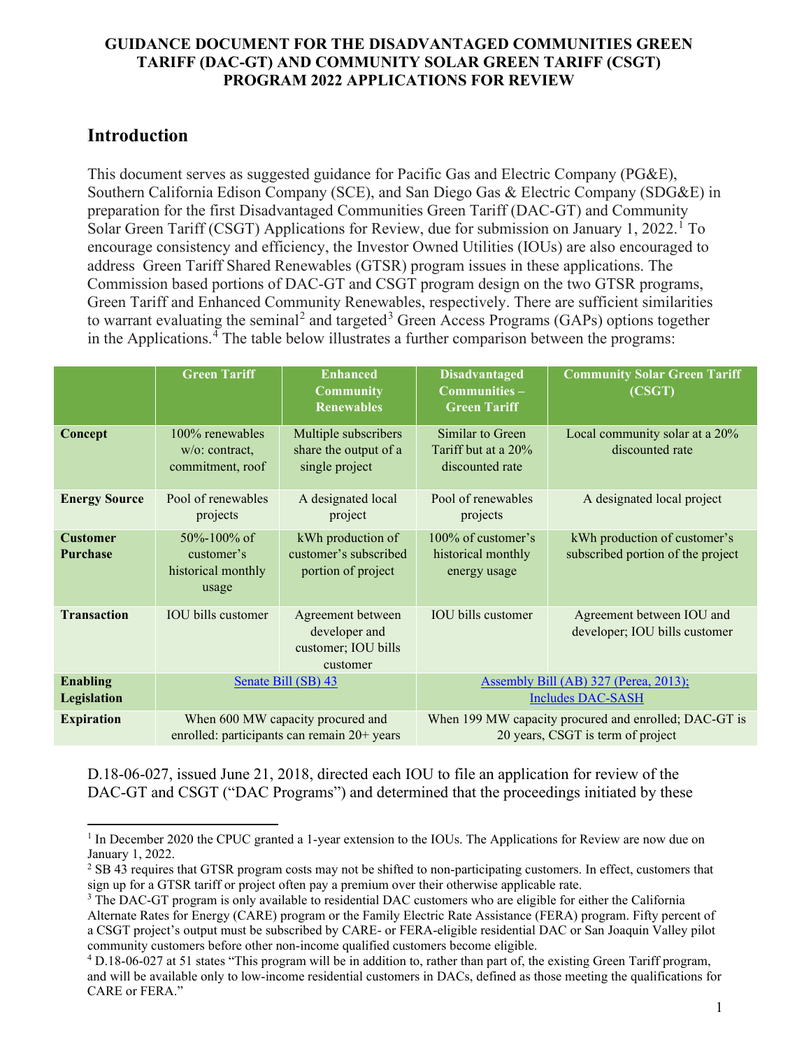**GUIDANCE DOCUMENT FOR THE DISADVANTAGED COMMUNITIES GREEN TARIFF (DAC-GT) AND COMMUNITY SOLAR GREEN TARIFF (CSGT) PROGRAM 2022 APPLICATIONS FOR REVIEW**

## Introduction

This document serves as suggested guidance for Pacific Gas and Electric Company (PG&E), Southern California Edison Company (SCE), and San Diego Gas & Electric Company (SDG&E) in preparation for the first Disadvantaged Communities Green Tariff (DAC-GT) and Community Solar Green Tariff (CSGT) Applications for Review, due for submission on January 1, 2022.[1] To encourage consistency and efficiency, the Investor Owned Utilities (IOUs) are also encouraged to address Green Tariff Shared Renewables (GTSR) program issues in these applications. The Commission based portions of DAC-GT and CSGT program design on the two GTSR programs, Green Tariff and Enhanced Community Renewables, respectively. There are sufficient similarities to warrant evaluating the seminal[2] and targeted[3] Green Access Programs (GAPs) options together in the Applications.[4] The table below illustrates a further comparison between the programs:

| | Green Tariff | Enhanced Community Renewables | Disadvantaged Communities – Green Tariff | Community Solar Green Tariff (CSGT) |
|---|---|---|---|---|
| **Concept** | 100% renewables w/o: contract, commitment, roof | Multiple subscribers share the output of a single project | Similar to Green Tariff but at a 20% discounted rate | Local community solar at a 20% discounted rate |
| **Energy Source** | Pool of renewables projects | A designated local project | Pool of renewables projects | A designated local project |
| **Customer Purchase** | 50%-100% of customer's historical monthly usage | kWh production of customer's subscribed portion of project | 100% of customer's historical monthly energy usage | kWh production of customer's subscribed portion of the project |
| **Transaction** | IOU bills customer | Agreement between developer and customer; IOU bills customer | IOU bills customer | Agreement between IOU and developer; IOU bills customer |
| **Enabling Legislation** | Senate Bill (SB) 43 | | Assembly Bill (AB) 327 (Perea, 2013); Includes DAC-SASH | |
| **Expiration** | When 600 MW capacity procured and enrolled: participants can remain 20+ years | | When 199 MW capacity procured and enrolled; DAC-GT is 20 years, CSGT is term of project | |

D.18-06-027, issued June 21, 2018, directed each IOU to file an application for review of the DAC-GT and CSGT ("DAC Programs") and determined that the proceedings initiated by these

[1] In December 2020 the CPUC granted a 1-year extension to the IOUs. The Applications for Review are now due on January 1, 2022.

[2] SB 43 requires that GTSR program costs may not be shifted to non-participating customers. In effect, customers that sign up for a GTSR tariff or project often pay a premium over their otherwise applicable rate.

[3] The DAC-GT program is only available to residential DAC customers who are eligible for either the California Alternate Rates for Energy (CARE) program or the Family Electric Rate Assistance (FERA) program. Fifty percent of a CSGT project's output must be subscribed by CARE- or FERA-eligible residential DAC or San Joaquin Valley pilot community customers before other non-income qualified customers become eligible.

[4] D.18-06-027 at 51 states "This program will be in addition to, rather than part of, the existing Green Tariff program, and will be available only to low-income residential customers in DACs, defined as those meeting the qualifications for CARE or FERA."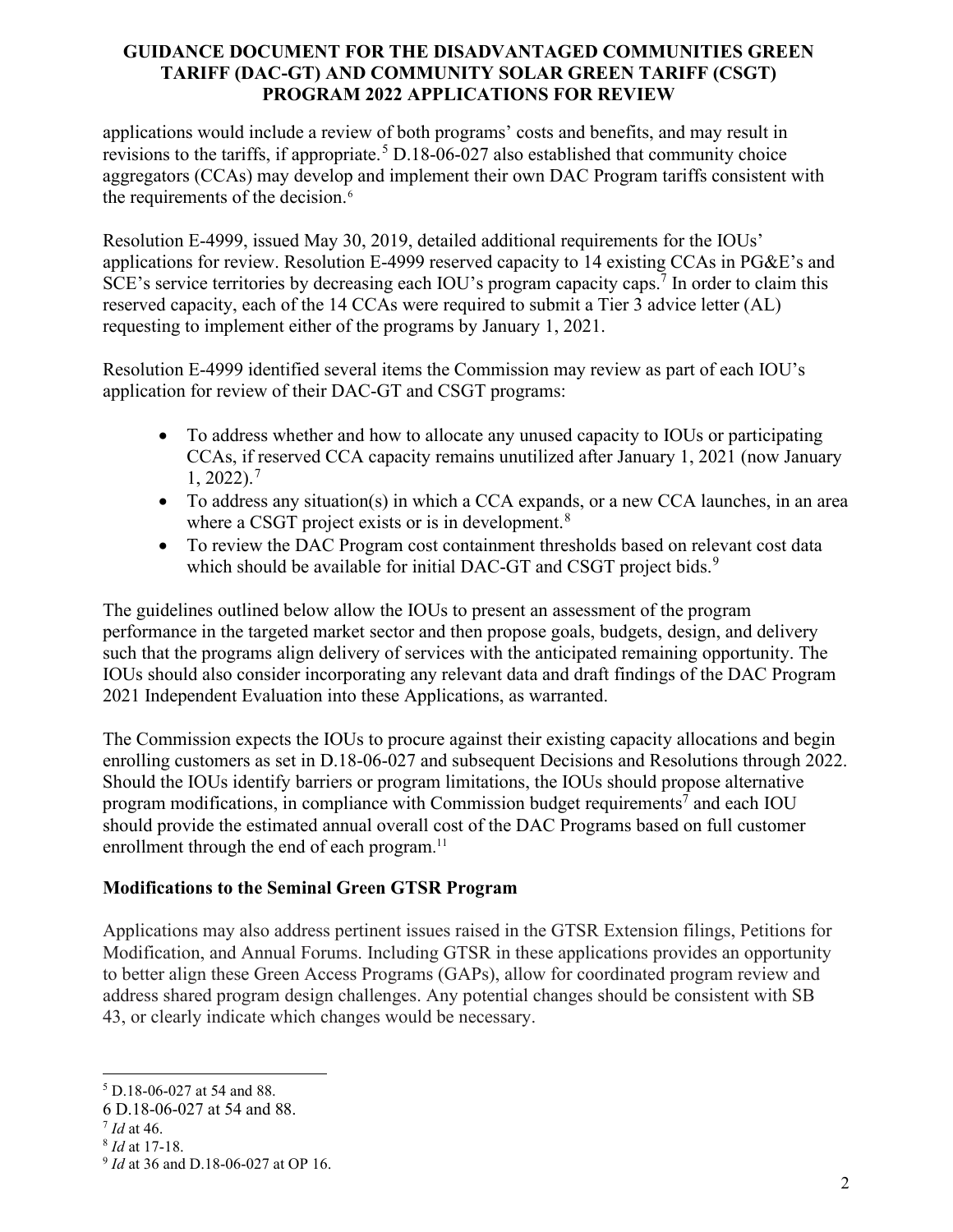applications would include a review of both programs' costs and benefits, and may result in revisions to the tariffs, if appropriate.[5] D.18-06-027 also established that community choice aggregators (CCAs) may develop and implement their own DAC Program tariffs consistent with the requirements of the decision.[6]

Resolution E-4999, issued May 30, 2019, detailed additional requirements for the IOUs' applications for review. Resolution E-4999 reserved capacity to 14 existing CCAs in PG&E's and SCE's service territories by decreasing each IOU's program capacity caps.[7] In order to claim this reserved capacity, each of the 14 CCAs were required to submit a Tier 3 advice letter (AL) requesting to implement either of the programs by January 1, 2021.

Resolution E-4999 identified several items the Commission may review as part of each IOU's application for review of their DAC-GT and CSGT programs:

- To address whether and how to allocate any unused capacity to IOUs or participating CCAs, if reserved CCA capacity remains unutilized after January 1, 2021 (now January 1, 2022).[7]
- To address any situation(s) in which a CCA expands, or a new CCA launches, in an area where a CSGT project exists or is in development.[8]
- To review the DAC Program cost containment thresholds based on relevant cost data which should be available for initial DAC-GT and CSGT project bids.[9]

The guidelines outlined below allow the IOUs to present an assessment of the program performance in the targeted market sector and then propose goals, budgets, design, and delivery such that the programs align delivery of services with the anticipated remaining opportunity. The IOUs should also consider incorporating any relevant data and draft findings of the DAC Program 2021 Independent Evaluation into these Applications, as warranted.

The Commission expects the IOUs to procure against their existing capacity allocations and begin enrolling customers as set in D.18-06-027 and subsequent Decisions and Resolutions through 2022. Should the IOUs identify barriers or program limitations, the IOUs should propose alternative program modifications, in compliance with Commission budget requirements[7] and each IOU should provide the estimated annual overall cost of the DAC Programs based on full customer enrollment through the end of each program.[11]

## Modifications to the Seminal Green GTSR Program

Applications may also address pertinent issues raised in the GTSR Extension filings, Petitions for Modification, and Annual Forums. Including GTSR in these applications provides an opportunity to better align these Green Access Programs (GAPs), allow for coordinated program review and address shared program design challenges. Any potential changes should be consistent with SB 43, or clearly indicate which changes would be necessary.

---

[5] D.18-06-027 at 54 and 88.

6 D.18-06-027 at 54 and 88.

[7] *Id* at 46.

[8] *Id* at 17-18.

[9] *Id* at 36 and D.18-06-027 at OP 16.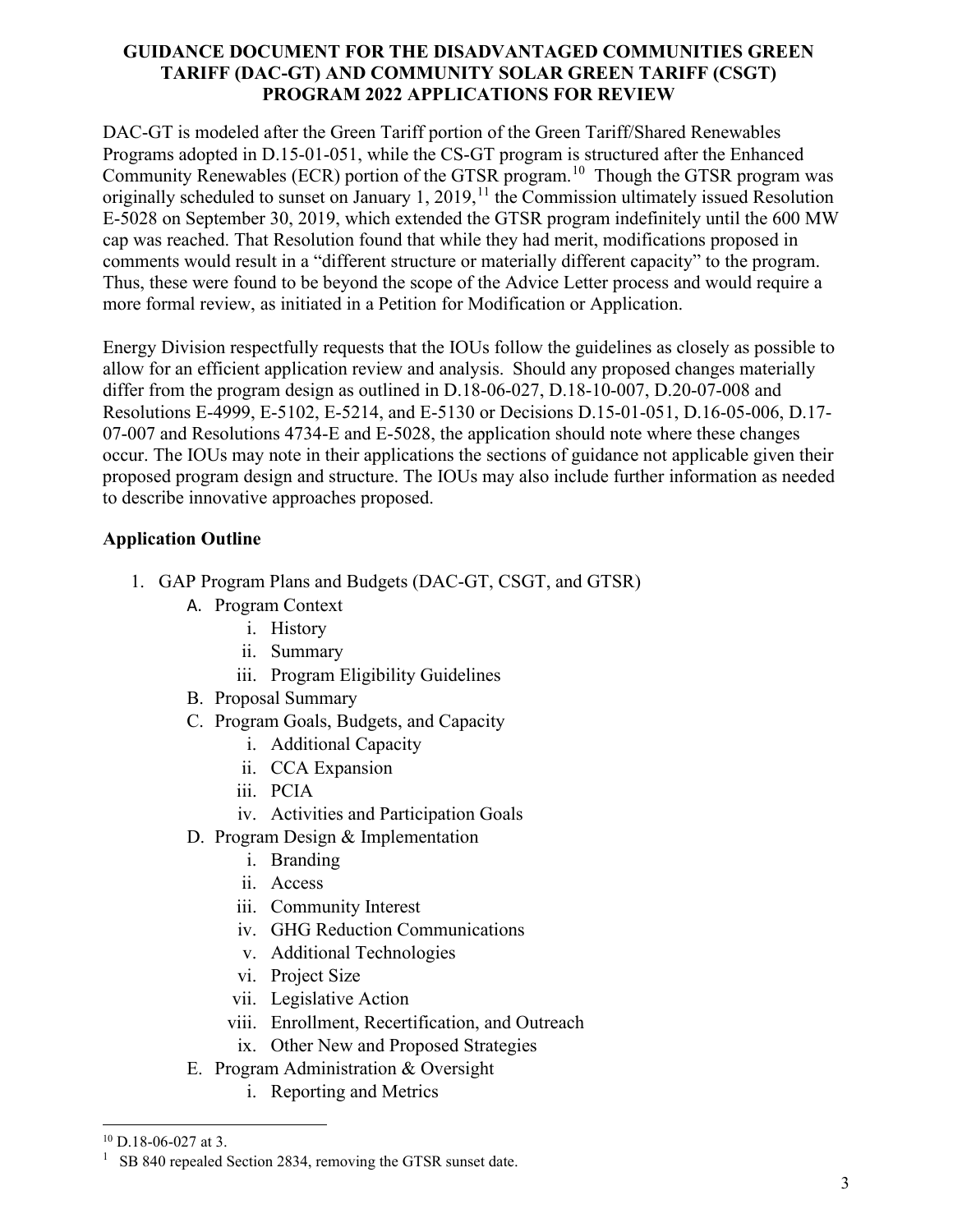# GUIDANCE DOCUMENT FOR THE DISADVANTAGED COMMUNITIES GREEN TARIFF (DAC-GT) AND COMMUNITY SOLAR GREEN TARIFF (CSGT) PROGRAM 2022 APPLICATIONS FOR REVIEW

DAC-GT is modeled after the Green Tariff portion of the Green Tariff/Shared Renewables Programs adopted in D.15-01-051, while the CS-GT program is structured after the Enhanced Community Renewables (ECR) portion of the GTSR program.[10] Though the GTSR program was originally scheduled to sunset on January 1, 2019,[11] the Commission ultimately issued Resolution E-5028 on September 30, 2019, which extended the GTSR program indefinitely until the 600 MW cap was reached. That Resolution found that while they had merit, modifications proposed in comments would result in a "different structure or materially different capacity" to the program. Thus, these were found to be beyond the scope of the Advice Letter process and would require a more formal review, as initiated in a Petition for Modification or Application.

Energy Division respectfully requests that the IOUs follow the guidelines as closely as possible to allow for an efficient application review and analysis. Should any proposed changes materially differ from the program design as outlined in D.18-06-027, D.18-10-007, D.20-07-008 and Resolutions E-4999, E-5102, E-5214, and E-5130 or Decisions D.15-01-051, D.16-05-006, D.17-07-007 and Resolutions 4734-E and E-5028, the application should note where these changes occur. The IOUs may note in their applications the sections of guidance not applicable given their proposed program design and structure. The IOUs may also include further information as needed to describe innovative approaches proposed.

## Application Outline

1. GAP Program Plans and Budgets (DAC-GT, CSGT, and GTSR)
   A. Program Context
      i. History
      ii. Summary
      iii. Program Eligibility Guidelines
   B. Proposal Summary
   C. Program Goals, Budgets, and Capacity
      i. Additional Capacity
      ii. CCA Expansion
      iii. PCIA
      iv. Activities and Participation Goals
   D. Program Design & Implementation
      i. Branding
      ii. Access
      iii. Community Interest
      iv. GHG Reduction Communications
      v. Additional Technologies
      vi. Project Size
      vii. Legislative Action
      viii. Enrollment, Recertification, and Outreach
      ix. Other New and Proposed Strategies
   E. Program Administration & Oversight
      i. Reporting and Metrics

---

[10] D.18-06-027 at 3.

[1] SB 840 repealed Section 2834, removing the GTSR sunset date.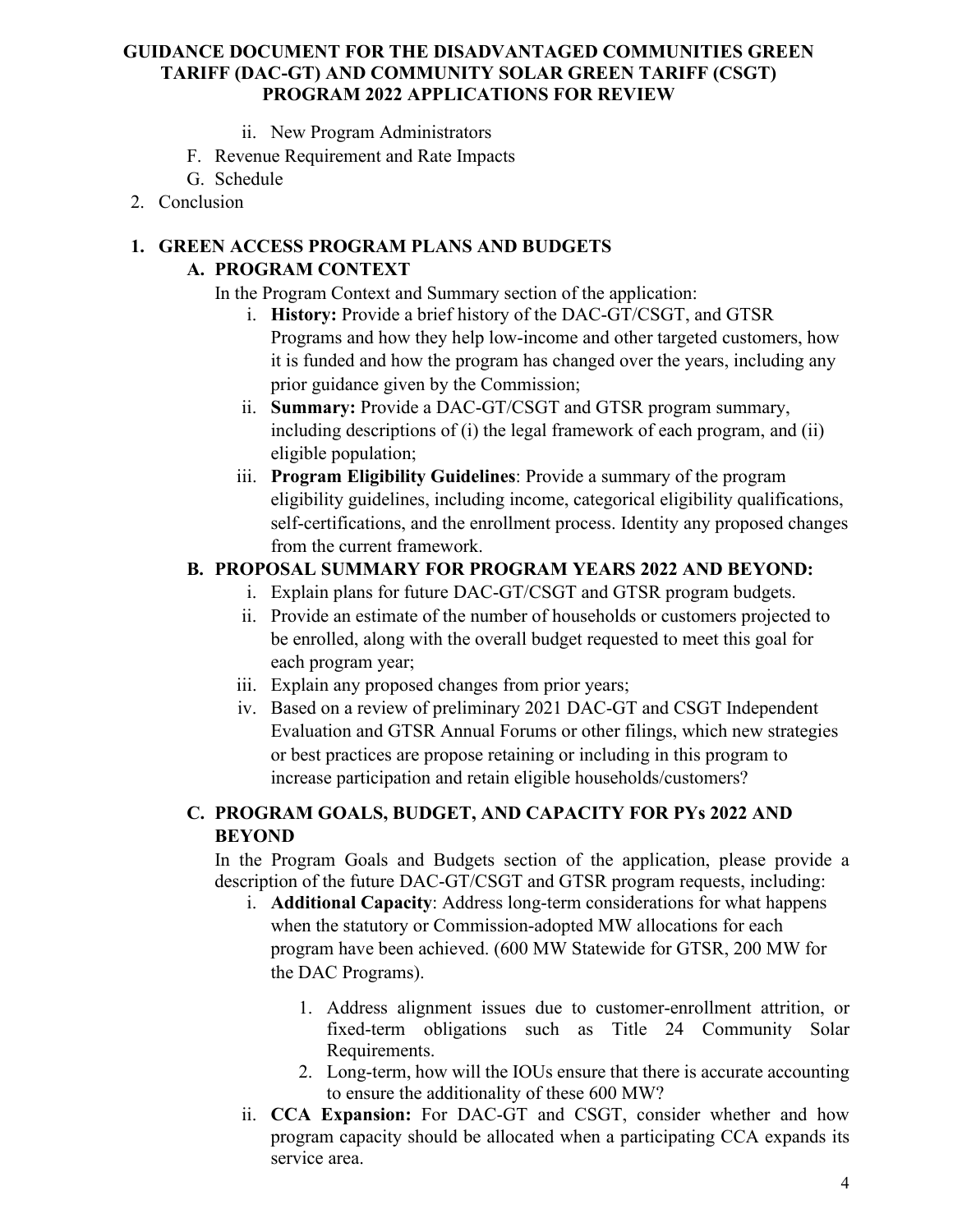ii. New Program Administrators

F. Revenue Requirement and Rate Impacts

G. Schedule

2. Conclusion

## 1. GREEN ACCESS PROGRAM PLANS AND BUDGETS

### A. PROGRAM CONTEXT

In the Program Context and Summary section of the application:

i. **History:** Provide a brief history of the DAC-GT/CSGT, and GTSR Programs and how they help low-income and other targeted customers, how it is funded and how the program has changed over the years, including any prior guidance given by the Commission;

ii. **Summary:** Provide a DAC-GT/CSGT and GTSR program summary, including descriptions of (i) the legal framework of each program, and (ii) eligible population;

iii. **Program Eligibility Guidelines**: Provide a summary of the program eligibility guidelines, including income, categorical eligibility qualifications, self-certifications, and the enrollment process. Identity any proposed changes from the current framework.

### B. PROPOSAL SUMMARY FOR PROGRAM YEARS 2022 AND BEYOND:

i. Explain plans for future DAC-GT/CSGT and GTSR program budgets.

ii. Provide an estimate of the number of households or customers projected to be enrolled, along with the overall budget requested to meet this goal for each program year;

iii. Explain any proposed changes from prior years;

iv. Based on a review of preliminary 2021 DAC-GT and CSGT Independent Evaluation and GTSR Annual Forums or other filings, which new strategies or best practices are propose retaining or including in this program to increase participation and retain eligible households/customers?

### C. PROGRAM GOALS, BUDGET, AND CAPACITY FOR PYs 2022 AND BEYOND

In the Program Goals and Budgets section of the application, please provide a description of the future DAC-GT/CSGT and GTSR program requests, including:

i. **Additional Capacity**: Address long-term considerations for what happens when the statutory or Commission-adopted MW allocations for each program have been achieved. (600 MW Statewide for GTSR, 200 MW for the DAC Programs).

1. Address alignment issues due to customer-enrollment attrition, or fixed-term obligations such as Title 24 Community Solar Requirements.
2. Long-term, how will the IOUs ensure that there is accurate accounting to ensure the additionality of these 600 MW?

ii. **CCA Expansion:** For DAC-GT and CSGT, consider whether and how program capacity should be allocated when a participating CCA expands its service area.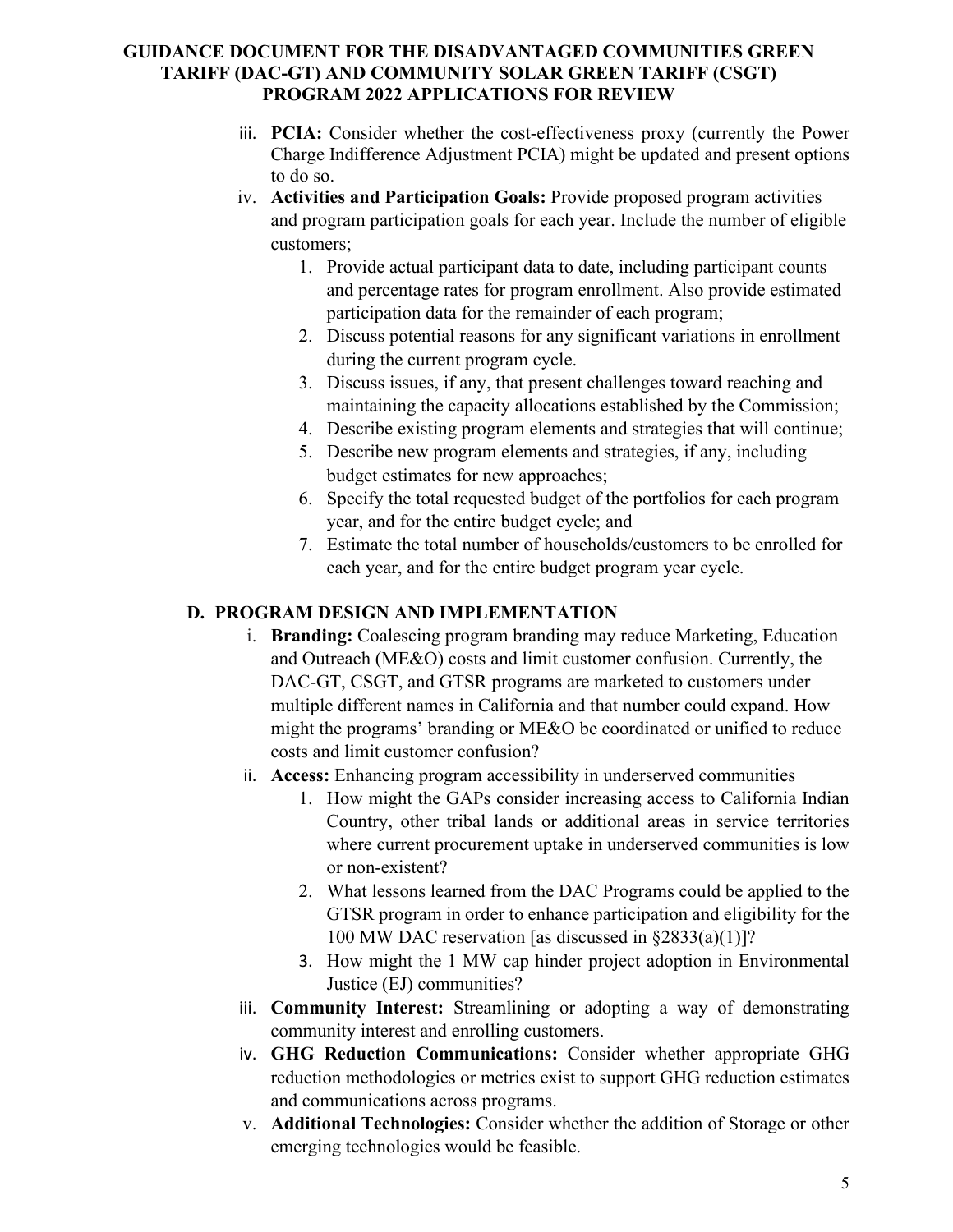iii. **PCIA:** Consider whether the cost-effectiveness proxy (currently the Power Charge Indifference Adjustment PCIA) might be updated and present options to do so.

iv. **Activities and Participation Goals:** Provide proposed program activities and program participation goals for each year. Include the number of eligible customers;

1. Provide actual participant data to date, including participant counts and percentage rates for program enrollment. Also provide estimated participation data for the remainder of each program;
2. Discuss potential reasons for any significant variations in enrollment during the current program cycle.
3. Discuss issues, if any, that present challenges toward reaching and maintaining the capacity allocations established by the Commission;
4. Describe existing program elements and strategies that will continue;
5. Describe new program elements and strategies, if any, including budget estimates for new approaches;
6. Specify the total requested budget of the portfolios for each program year, and for the entire budget cycle; and
7. Estimate the total number of households/customers to be enrolled for each year, and for the entire budget program year cycle.

## D. PROGRAM DESIGN AND IMPLEMENTATION

i. **Branding:** Coalescing program branding may reduce Marketing, Education and Outreach (ME&O) costs and limit customer confusion. Currently, the DAC-GT, CSGT, and GTSR programs are marketed to customers under multiple different names in California and that number could expand. How might the programs' branding or ME&O be coordinated or unified to reduce costs and limit customer confusion?

ii. **Access:** Enhancing program accessibility in underserved communities

1. How might the GAPs consider increasing access to California Indian Country, other tribal lands or additional areas in service territories where current procurement uptake in underserved communities is low or non-existent?
2. What lessons learned from the DAC Programs could be applied to the GTSR program in order to enhance participation and eligibility for the 100 MW DAC reservation [as discussed in §2833(a)(1)]?
3. How might the 1 MW cap hinder project adoption in Environmental Justice (EJ) communities?

iii. **Community Interest:** Streamlining or adopting a way of demonstrating community interest and enrolling customers.

iv. **GHG Reduction Communications:** Consider whether appropriate GHG reduction methodologies or metrics exist to support GHG reduction estimates and communications across programs.

v. **Additional Technologies:** Consider whether the addition of Storage or other emerging technologies would be feasible.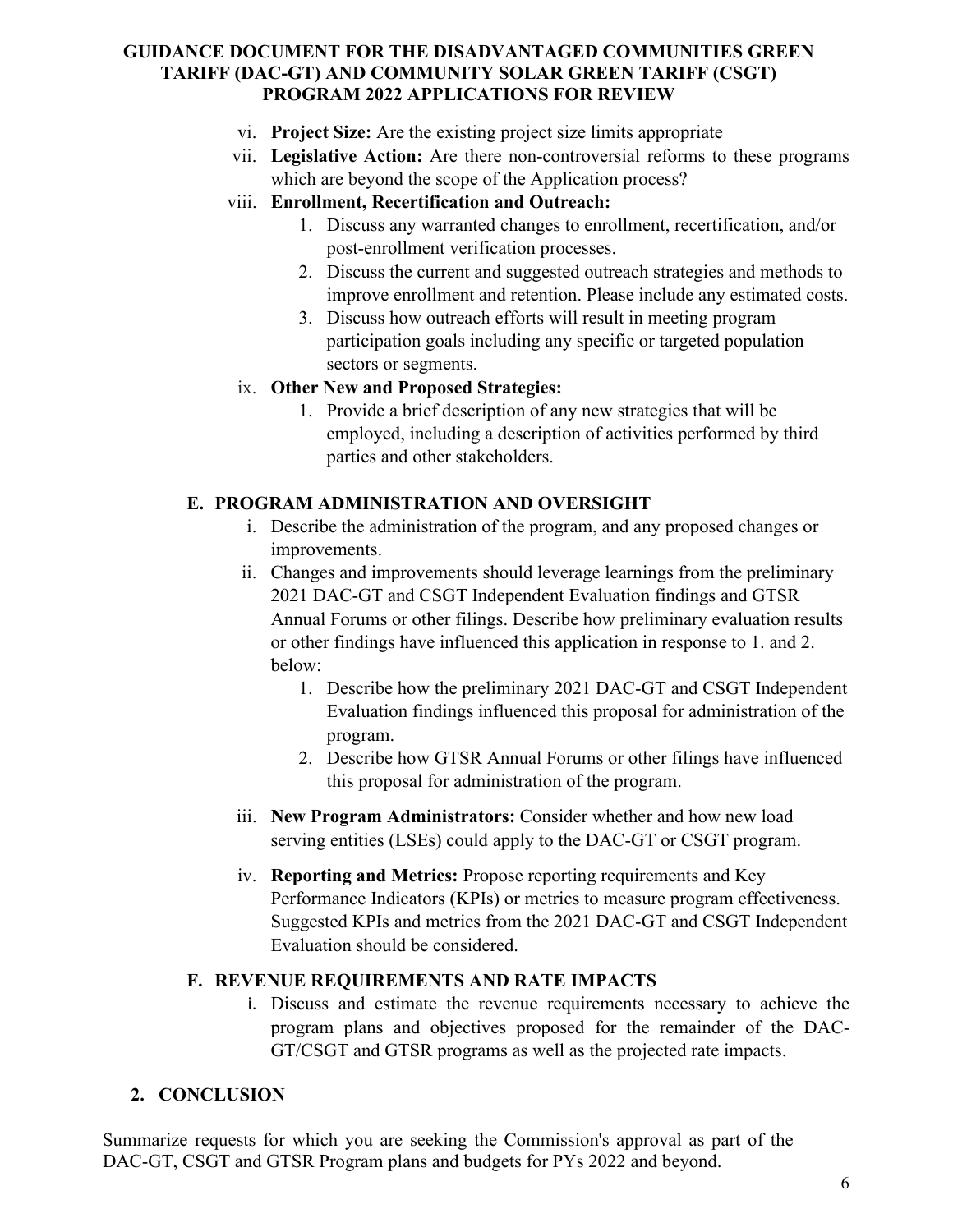vi. **Project Size:** Are the existing project size limits appropriate

vii. **Legislative Action:** Are there non-controversial reforms to these programs which are beyond the scope of the Application process?

viii. **Enrollment, Recertification and Outreach:**

1. Discuss any warranted changes to enrollment, recertification, and/or post-enrollment verification processes.
2. Discuss the current and suggested outreach strategies and methods to improve enrollment and retention. Please include any estimated costs.
3. Discuss how outreach efforts will result in meeting program participation goals including any specific or targeted population sectors or segments.

ix. **Other New and Proposed Strategies:**

1. Provide a brief description of any new strategies that will be employed, including a description of activities performed by third parties and other stakeholders.

### E. PROGRAM ADMINISTRATION AND OVERSIGHT

i. Describe the administration of the program, and any proposed changes or improvements.

ii. Changes and improvements should leverage learnings from the preliminary 2021 DAC-GT and CSGT Independent Evaluation findings and GTSR Annual Forums or other filings. Describe how preliminary evaluation results or other findings have influenced this application in response to 1. and 2. below:

1. Describe how the preliminary 2021 DAC-GT and CSGT Independent Evaluation findings influenced this proposal for administration of the program.
2. Describe how GTSR Annual Forums or other filings have influenced this proposal for administration of the program.

iii. **New Program Administrators:** Consider whether and how new load serving entities (LSEs) could apply to the DAC-GT or CSGT program.

iv. **Reporting and Metrics:** Propose reporting requirements and Key Performance Indicators (KPIs) or metrics to measure program effectiveness. Suggested KPIs and metrics from the 2021 DAC-GT and CSGT Independent Evaluation should be considered.

### F. REVENUE REQUIREMENTS AND RATE IMPACTS

i. Discuss and estimate the revenue requirements necessary to achieve the program plans and objectives proposed for the remainder of the DAC-GT/CSGT and GTSR programs as well as the projected rate impacts.

## 2. CONCLUSION

Summarize requests for which you are seeking the Commission's approval as part of the DAC-GT, CSGT and GTSR Program plans and budgets for PYs 2022 and beyond.